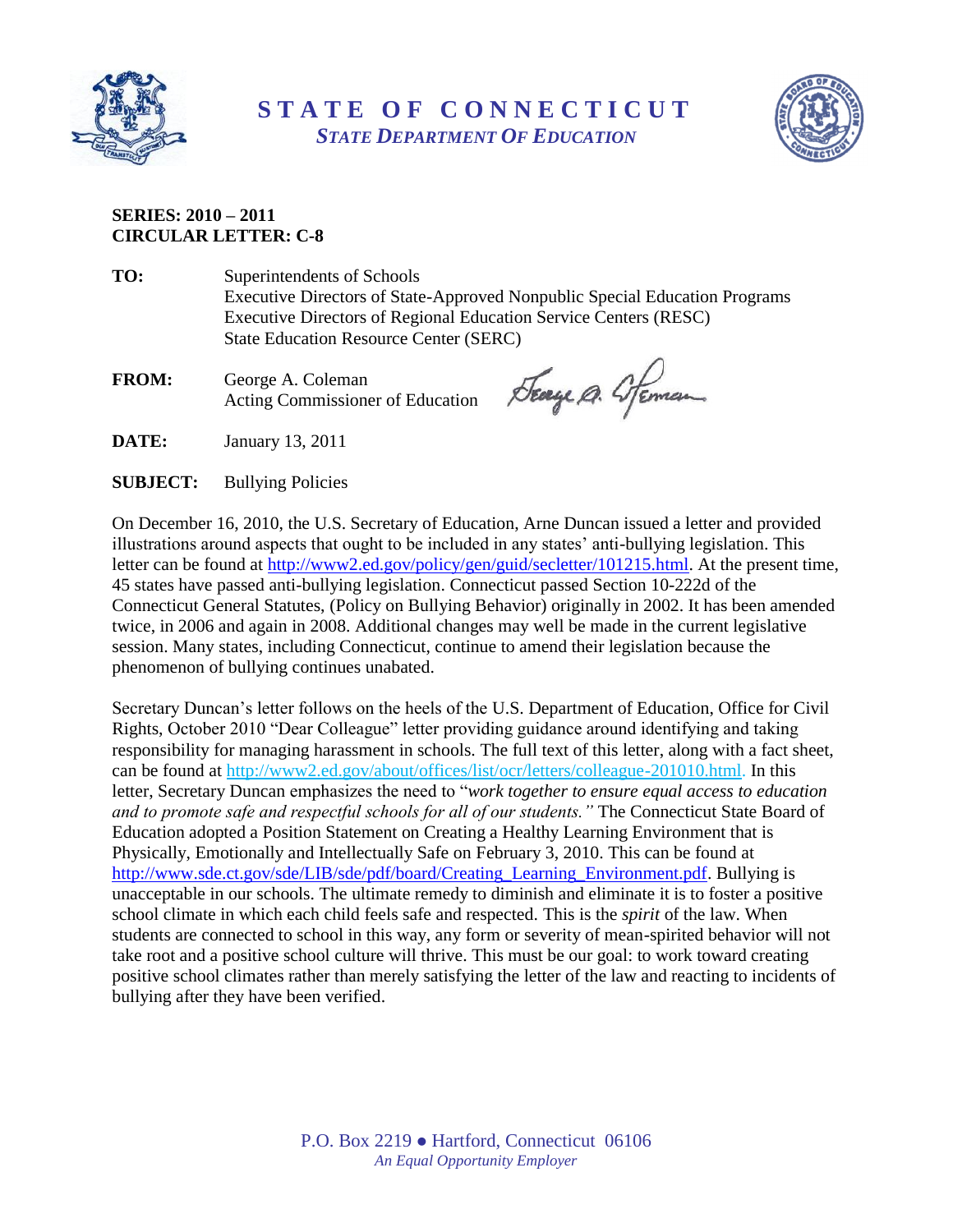# STATE OF CONNECTICUT

*STATE DEPARTMENT OF EDUCATION*

**SERIES: 2010 – 2011**
**CIRCULAR LETTER: C-8**

**TO:** Superintendents of Schools
Executive Directors of State-Approved Nonpublic Special Education Programs
Executive Directors of Regional Education Service Centers (RESC)
State Education Resource Center (SERC)

**FROM:** George A. Coleman
Acting Commissioner of Education

**DATE:** January 13, 2011

**SUBJECT:** Bullying Policies

On December 16, 2010, the U.S. Secretary of Education, Arne Duncan issued a letter and provided illustrations around aspects that ought to be included in any states' anti-bullying legislation. This letter can be found at http://www2.ed.gov/policy/gen/guid/secletter/101215.html. At the present time, 45 states have passed anti-bullying legislation. Connecticut passed Section 10-222d of the Connecticut General Statutes, (Policy on Bullying Behavior) originally in 2002. It has been amended twice, in 2006 and again in 2008. Additional changes may well be made in the current legislative session. Many states, including Connecticut, continue to amend their legislation because the phenomenon of bullying continues unabated.

Secretary Duncan's letter follows on the heels of the U.S. Department of Education, Office for Civil Rights, October 2010 "Dear Colleague" letter providing guidance around identifying and taking responsibility for managing harassment in schools. The full text of this letter, along with a fact sheet, can be found at http://www2.ed.gov/about/offices/list/ocr/letters/colleague-201010.html. In this letter, Secretary Duncan emphasizes the need to "*work together to ensure equal access to education and to promote safe and respectful schools for all of our students.*" The Connecticut State Board of Education adopted a Position Statement on Creating a Healthy Learning Environment that is Physically, Emotionally and Intellectually Safe on February 3, 2010. This can be found at http://www.sde.ct.gov/sde/LIB/sde/pdf/board/Creating_Learning_Environment.pdf. Bullying is unacceptable in our schools. The ultimate remedy to diminish and eliminate it is to foster a positive school climate in which each child feels safe and respected. This is the *spirit* of the law. When students are connected to school in this way, any form or severity of mean-spirited behavior will not take root and a positive school culture will thrive. This must be our goal: to work toward creating positive school climates rather than merely satisfying the letter of the law and reacting to incidents of bullying after they have been verified.

P.O. Box 2219 ● Hartford, Connecticut 06106
*An Equal Opportunity Employer*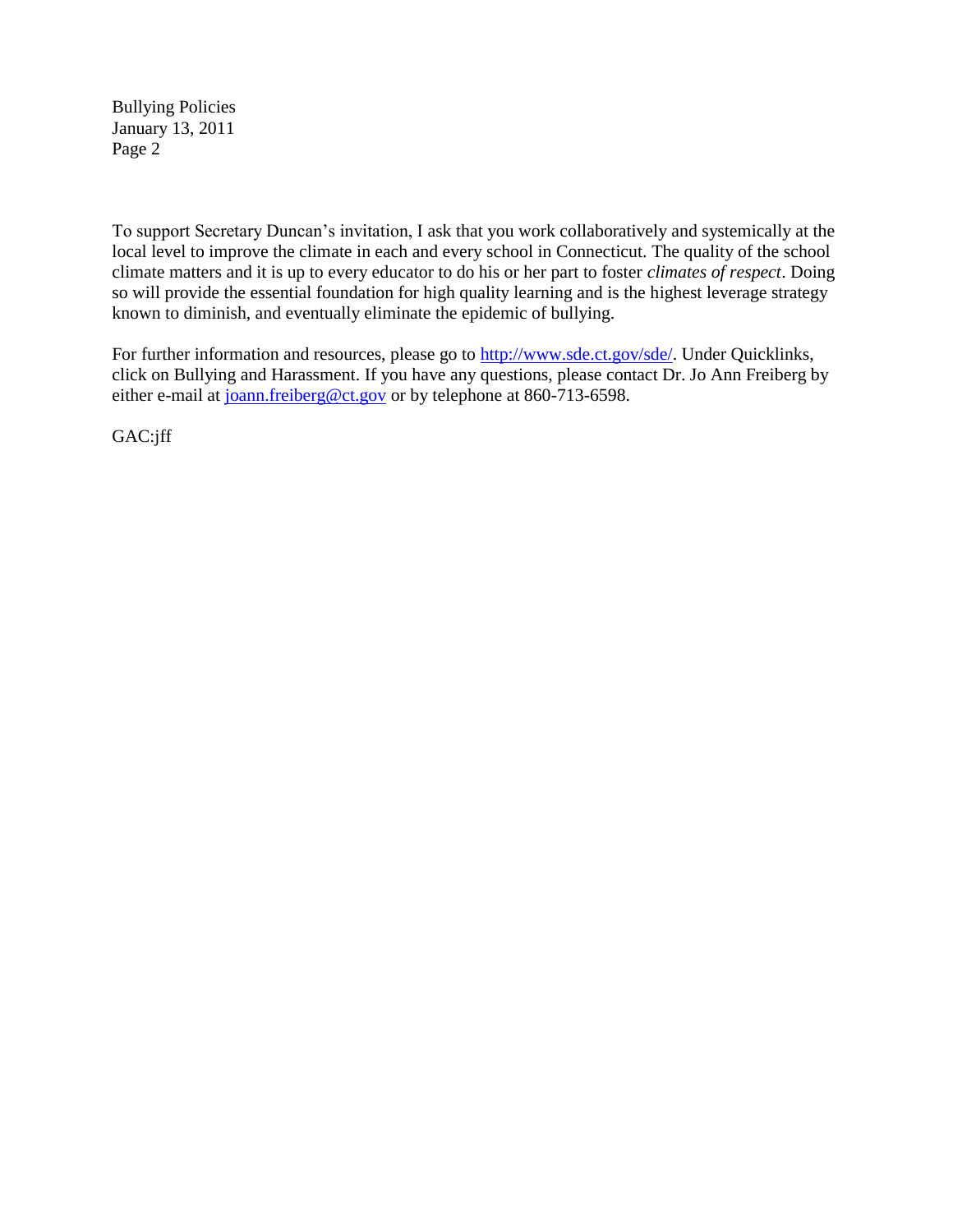To support Secretary Duncan's invitation, I ask that you work collaboratively and systemically at the local level to improve the climate in each and every school in Connecticut. The quality of the school climate matters and it is up to every educator to do his or her part to foster *climates of respect*. Doing so will provide the essential foundation for high quality learning and is the highest leverage strategy known to diminish, and eventually eliminate the epidemic of bullying.

For further information and resources, please go to http://www.sde.ct.gov/sde/. Under Quicklinks, click on Bullying and Harassment. If you have any questions, please contact Dr. Jo Ann Freiberg by either e-mail at joann.freiberg@ct.gov or by telephone at 860-713-6598.

GAC:jff